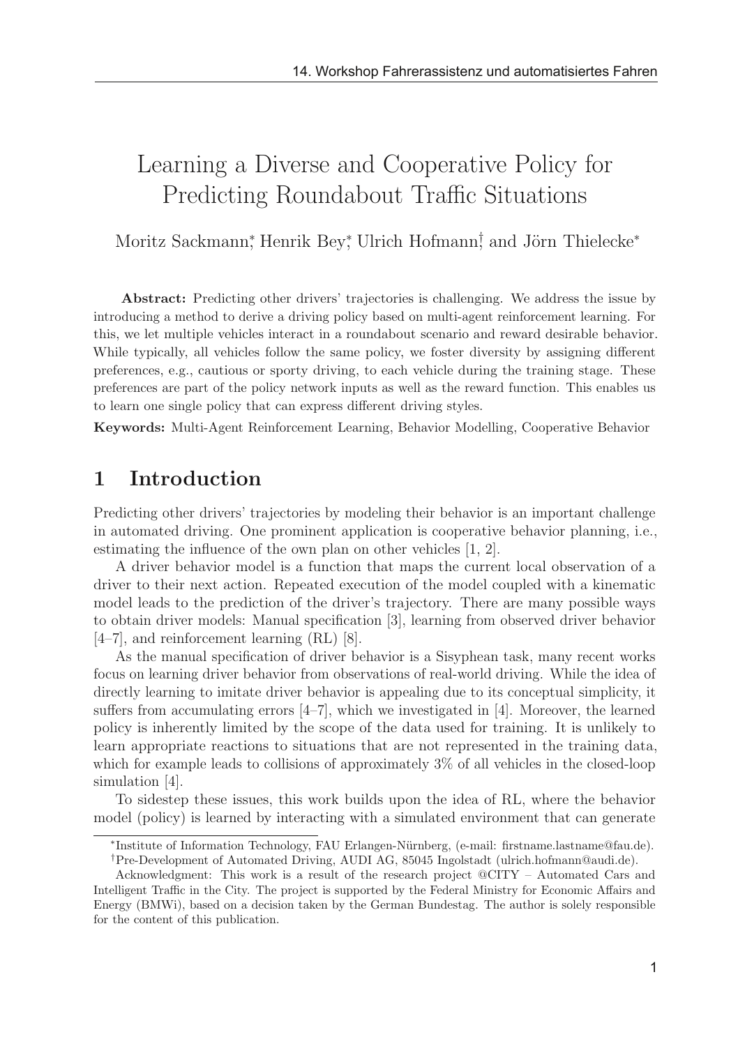# Learning a Diverse and Cooperative Policy for Predicting Roundabout Traffic Situations

Moritz Sackmann*, Henrik Bey*, Ulrich Hofmann† and Jörn Thielecke*

**Abstract:** Predicting other drivers' trajectories is challenging. We address the issue by introducing a method to derive a driving policy based on multi-agent reinforcement learning. For this, we let multiple vehicles interact in a roundabout scenario and reward desirable behavior. While typically, all vehicles follow the same policy, we foster diversity by assigning different preferences, e.g., cautious or sporty driving, to each vehicle during the training stage. These preferences are part of the policy network inputs as well as the reward function. This enables us to learn one single policy that can express different driving styles.

**Keywords:** Multi-Agent Reinforcement Learning, Behavior Modelling, Cooperative Behavior

## 1 Introduction

Predicting other drivers' trajectories by modeling their behavior is an important challenge in automated driving. One prominent application is cooperative behavior planning, i.e., estimating the influence of the own plan on other vehicles [1, 2].

A driver behavior model is a function that maps the current local observation of a driver to their next action. Repeated execution of the model coupled with a kinematic model leads to the prediction of the driver's trajectory. There are many possible ways to obtain driver models: Manual specification [3], learning from observed driver behavior [4–7], and reinforcement learning (RL) [8].

As the manual specification of driver behavior is a Sisyphean task, many recent works focus on learning driver behavior from observations of real-world driving. While the idea of directly learning to imitate driver behavior is appealing due to its conceptual simplicity, it suffers from accumulating errors [4–7], which we investigated in [4]. Moreover, the learned policy is inherently limited by the scope of the data used for training. It is unlikely to learn appropriate reactions to situations that are not represented in the training data, which for example leads to collisions of approximately 3% of all vehicles in the closed-loop simulation [4].

To sidestep these issues, this work builds upon the idea of RL, where the behavior model (policy) is learned by interacting with a simulated environment that can generate

*Institute of Information Technology, FAU Erlangen-Nürnberg, (e-mail: firstname.lastname@fau.de).
†Pre-Development of Automated Driving, AUDI AG, 85045 Ingolstadt (ulrich.hofmann@audi.de).

Acknowledgment: This work is a result of the research project @CITY – Automated Cars and Intelligent Traffic in the City. The project is supported by the Federal Ministry for Economic Affairs and Energy (BMWi), based on a decision taken by the German Bundestag. The author is solely responsible for the content of this publication.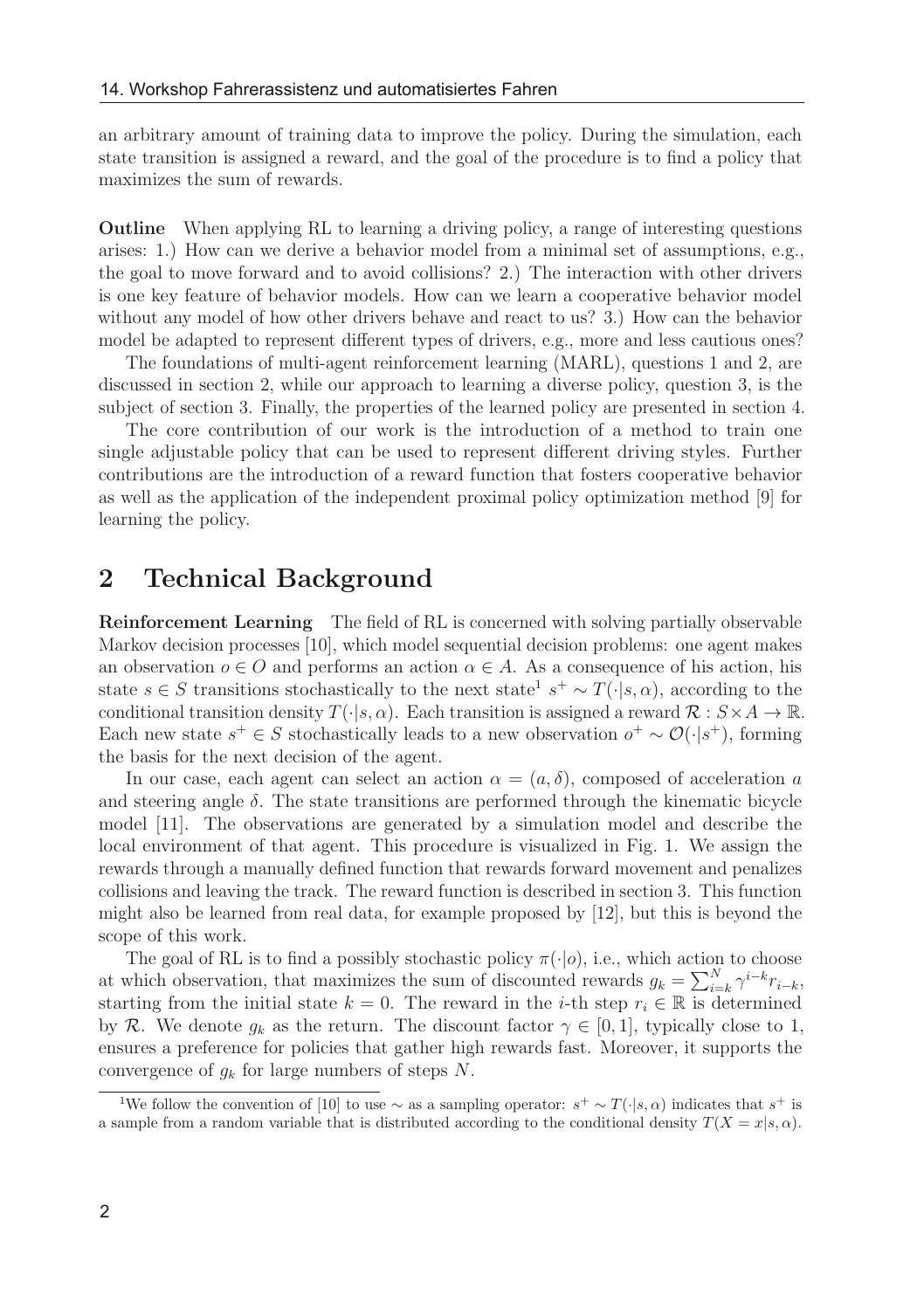an arbitrary amount of training data to improve the policy. During the simulation, each state transition is assigned a reward, and the goal of the procedure is to find a policy that maximizes the sum of rewards.

**Outline** When applying RL to learning a driving policy, a range of interesting questions arises: 1.) How can we derive a behavior model from a minimal set of assumptions, e.g., the goal to move forward and to avoid collisions? 2.) The interaction with other drivers is one key feature of behavior models. How can we learn a cooperative behavior model without any model of how other drivers behave and react to us? 3.) How can the behavior model be adapted to represent different types of drivers, e.g., more and less cautious ones?

The foundations of multi-agent reinforcement learning (MARL), questions 1 and 2, are discussed in section 2, while our approach to learning a diverse policy, question 3, is the subject of section 3. Finally, the properties of the learned policy are presented in section 4.

The core contribution of our work is the introduction of a method to train one single adjustable policy that can be used to represent different driving styles. Further contributions are the introduction of a reward function that fosters cooperative behavior as well as the application of the independent proximal policy optimization method [9] for learning the policy.

## 2 Technical Background

**Reinforcement Learning** The field of RL is concerned with solving partially observable Markov decision processes [10], which model sequential decision problems: one agent makes an observation $o \in O$ and performs an action $\alpha \in A$. As a consequence of his action, his state $s \in S$ transitions stochastically to the next state[1] $s^+ \sim T(\cdot|s, \alpha)$, according to the conditional transition density $T(\cdot|s, \alpha)$. Each transition is assigned a reward $\mathcal{R} : S \times A \rightarrow \mathbb{R}$. Each new state $s^+ \in S$ stochastically leads to a new observation $o^+ \sim \mathcal{O}(\cdot|s^+)$, forming the basis for the next decision of the agent.

In our case, each agent can select an action $\alpha = (a, \delta)$, composed of acceleration $a$ and steering angle $\delta$. The state transitions are performed through the kinematic bicycle model [11]. The observations are generated by a simulation model and describe the local environment of that agent. This procedure is visualized in Fig. 1. We assign the rewards through a manually defined function that rewards forward movement and penalizes collisions and leaving the track. The reward function is described in section 3. This function might also be learned from real data, for example proposed by [12], but this is beyond the scope of this work.

The goal of RL is to find a possibly stochastic policy $\pi(\cdot|o)$, i.e., which action to choose at which observation, that maximizes the sum of discounted rewards $g_k = \sum_{i=k}^{N} \gamma^{i-k} r_{i-k}$, starting from the initial state $k = 0$. The reward in the $i$-th step $r_i \in \mathbb{R}$ is determined by $\mathcal{R}$. We denote $g_k$ as the return. The discount factor $\gamma \in [0, 1]$, typically close to 1, ensures a preference for policies that gather high rewards fast. Moreover, it supports the convergence of $g_k$ for large numbers of steps $N$.

[1] We follow the convention of [10] to use $\sim$ as a sampling operator: $s^+ \sim T(\cdot|s, \alpha)$ indicates that $s^+$ is a sample from a random variable that is distributed according to the conditional density $T(X = x|s, \alpha)$.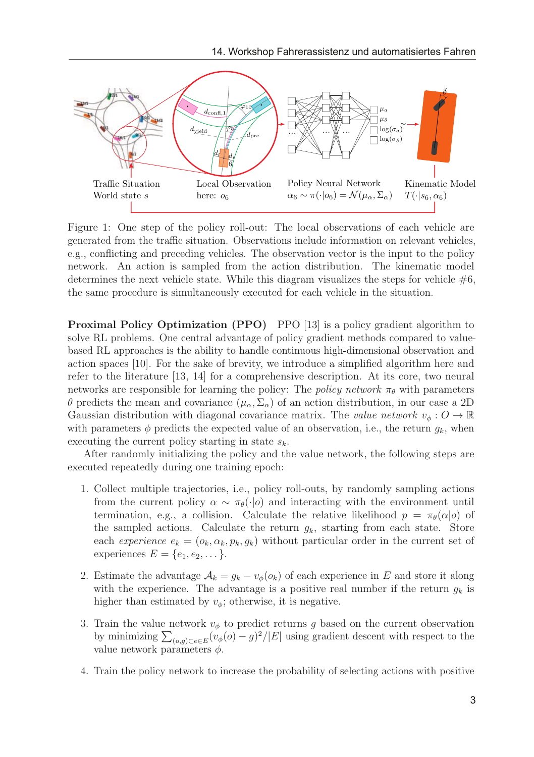Figure 1: One step of the policy roll-out: The local observations of each vehicle are generated from the traffic situation. Observations include information on relevant vehicles, e.g., conflicting and preceding vehicles. The observation vector is the input to the policy network. An action is sampled from the action distribution. The kinematic model determines the next vehicle state. While this diagram visualizes the steps for vehicle #6, the same procedure is simultaneously executed for each vehicle in the situation.

**Proximal Policy Optimization (PPO)** PPO [13] is a policy gradient algorithm to solve RL problems. One central advantage of policy gradient methods compared to value-based RL approaches is the ability to handle continuous high-dimensional observation and action spaces [10]. For the sake of brevity, we introduce a simplified algorithm here and refer to the literature [13, 14] for a comprehensive description. At its core, two neural networks are responsible for learning the policy: The *policy network* $\pi_\theta$ with parameters $\theta$ predicts the mean and covariance $(\mu_\alpha, \Sigma_\alpha)$ of an action distribution, in our case a 2D Gaussian distribution with diagonal covariance matrix. The *value network* $v_\phi : O \rightarrow \mathbb{R}$ with parameters $\phi$ predicts the expected value of an observation, i.e., the return $g_k$, when executing the current policy starting in state $s_k$.

After randomly initializing the policy and the value network, the following steps are executed repeatedly during one training epoch:

1. Collect multiple trajectories, i.e., policy roll-outs, by randomly sampling actions from the current policy $\alpha \sim \pi_\theta(\cdot|o)$ and interacting with the environment until termination, e.g., a collision. Calculate the relative likelihood $p = \pi_\theta(\alpha|o)$ of the sampled actions. Calculate the return $g_k$, starting from each state. Store each *experience* $e_k = (o_k, \alpha_k, p_k, g_k)$ without particular order in the current set of experiences $E = \{e_1, e_2, \dots\}$.

2. Estimate the advantage $\mathcal{A}_k = g_k - v_\phi(o_k)$ of each experience in $E$ and store it along with the experience. The advantage is a positive real number if the return $g_k$ is higher than estimated by $v_\phi$; otherwise, it is negative.

3. Train the value network $v_\phi$ to predict returns $g$ based on the current observation by minimizing $\sum_{(o,g) \subset e \in E} (v_\phi(o) - g)^2 / |E|$ using gradient descent with respect to the value network parameters $\phi$.

4. Train the policy network to increase the probability of selecting actions with positive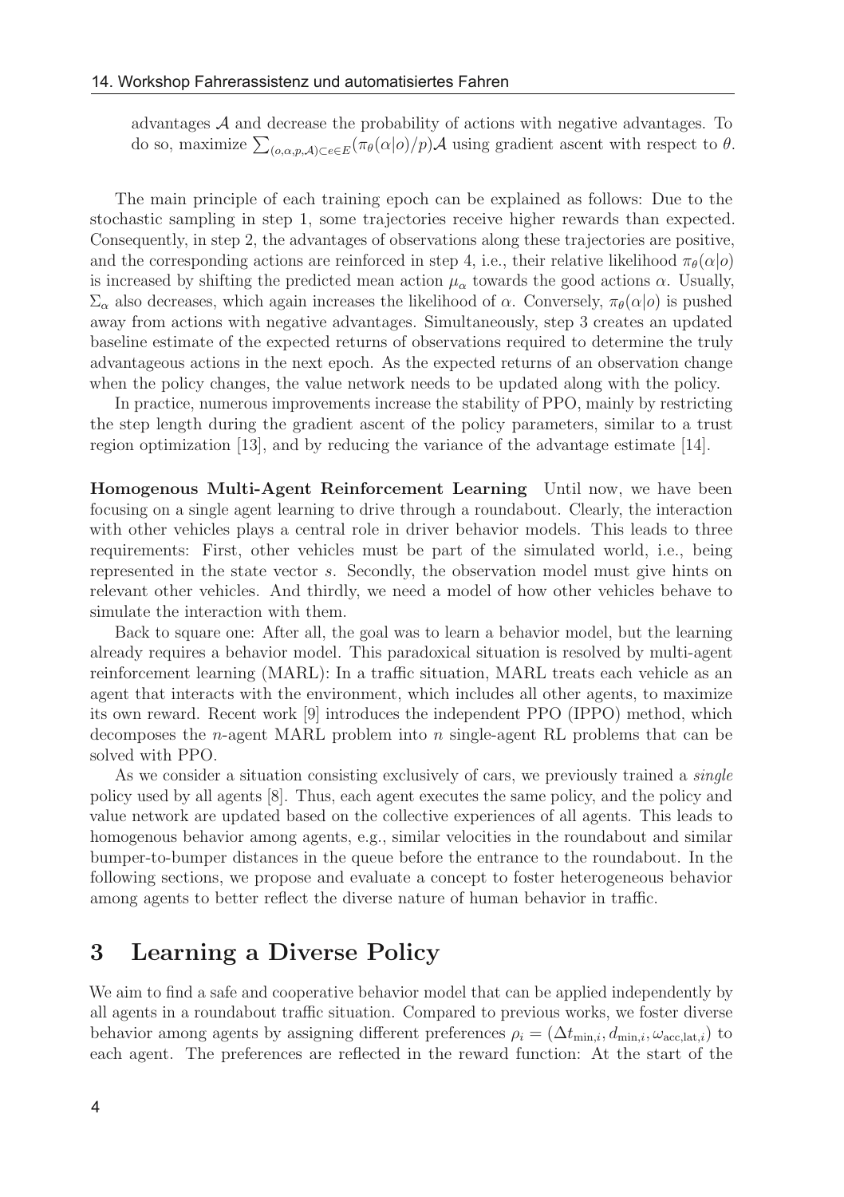advantages $\mathcal{A}$ and decrease the probability of actions with negative advantages. To do so, maximize $\sum_{(o,\alpha,p,\mathcal{A})\subset e\in E}(\pi_\theta(\alpha|o)/p)\mathcal{A}$ using gradient ascent with respect to $\theta$.

The main principle of each training epoch can be explained as follows: Due to the stochastic sampling in step 1, some trajectories receive higher rewards than expected. Consequently, in step 2, the advantages of observations along these trajectories are positive, and the corresponding actions are reinforced in step 4, i.e., their relative likelihood $\pi_\theta(\alpha|o)$ is increased by shifting the predicted mean action $\mu_\alpha$ towards the good actions $\alpha$. Usually, $\Sigma_\alpha$ also decreases, which again increases the likelihood of $\alpha$. Conversely, $\pi_\theta(\alpha|o)$ is pushed away from actions with negative advantages. Simultaneously, step 3 creates an updated baseline estimate of the expected returns of observations required to determine the truly advantageous actions in the next epoch. As the expected returns of an observation change when the policy changes, the value network needs to be updated along with the policy.

In practice, numerous improvements increase the stability of PPO, mainly by restricting the step length during the gradient ascent of the policy parameters, similar to a trust region optimization [13], and by reducing the variance of the advantage estimate [14].

**Homogenous Multi-Agent Reinforcement Learning** Until now, we have been focusing on a single agent learning to drive through a roundabout. Clearly, the interaction with other vehicles plays a central role in driver behavior models. This leads to three requirements: First, other vehicles must be part of the simulated world, i.e., being represented in the state vector $s$. Secondly, the observation model must give hints on relevant other vehicles. And thirdly, we need a model of how other vehicles behave to simulate the interaction with them.

Back to square one: After all, the goal was to learn a behavior model, but the learning already requires a behavior model. This paradoxical situation is resolved by multi-agent reinforcement learning (MARL): In a traffic situation, MARL treats each vehicle as an agent that interacts with the environment, which includes all other agents, to maximize its own reward. Recent work [9] introduces the independent PPO (IPPO) method, which decomposes the $n$-agent MARL problem into $n$ single-agent RL problems that can be solved with PPO.

As we consider a situation consisting exclusively of cars, we previously trained a *single* policy used by all agents [8]. Thus, each agent executes the same policy, and the policy and value network are updated based on the collective experiences of all agents. This leads to homogenous behavior among agents, e.g., similar velocities in the roundabout and similar bumper-to-bumper distances in the queue before the entrance to the roundabout. In the following sections, we propose and evaluate a concept to foster heterogeneous behavior among agents to better reflect the diverse nature of human behavior in traffic.

## 3 Learning a Diverse Policy

We aim to find a safe and cooperative behavior model that can be applied independently by all agents in a roundabout traffic situation. Compared to previous works, we foster diverse behavior among agents by assigning different preferences $\rho_i = (\Delta t_{\min,i}, d_{\min,i}, \omega_{\text{acc,lat},i})$ to each agent. The preferences are reflected in the reward function: At the start of the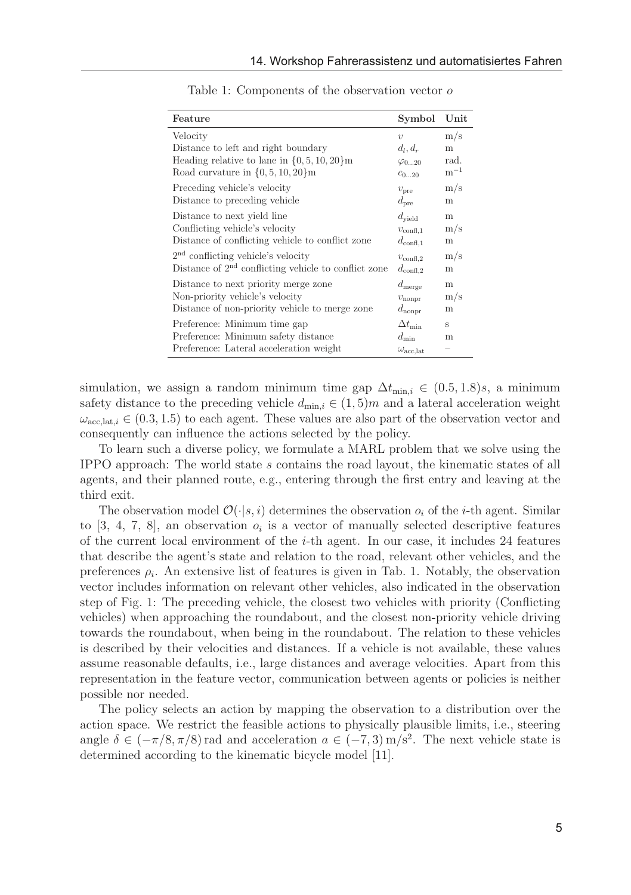Table 1: Components of the observation vector $o$

| Feature | Symbol | Unit |
|---|---|---|
| Velocity | $v$ | m/s |
| Distance to left and right boundary | $d_l, d_r$ | m |
| Heading relative to lane in $\{0, 5, 10, 20\}$m | $\varphi_{0...20}$ | rad. |
| Road curvature in $\{0, 5, 10, 20\}$m | $c_{0...20}$ | $\mathrm{m}^{-1}$ |
| Preceding vehicle's velocity | $v_{\mathrm{pre}}$ | m/s |
| Distance to preceding vehicle | $d_{\mathrm{pre}}$ | m |
| Distance to next yield line | $d_{\mathrm{yield}}$ | m |
| Conflicting vehicle's velocity | $v_{\mathrm{confl},1}$ | m/s |
| Distance of conflicting vehicle to conflict zone | $d_{\mathrm{confl},1}$ | m |
| 2nd conflicting vehicle's velocity | $v_{\mathrm{confl},2}$ | m/s |
| Distance of 2nd conflicting vehicle to conflict zone | $d_{\mathrm{confl},2}$ | m |
| Distance to next priority merge zone | $d_{\mathrm{merge}}$ | m |
| Non-priority vehicle's velocity | $v_{\mathrm{nonpr}}$ | m/s |
| Distance of non-priority vehicle to merge zone | $d_{\mathrm{nonpr}}$ | m |
| Preference: Minimum time gap | $\Delta t_{\mathrm{min}}$ | s |
| Preference: Minimum safety distance | $d_{\mathrm{min}}$ | m |
| Preference: Lateral acceleration weight | $\omega_{\mathrm{acc,lat}}$ | – |

simulation, we assign a random minimum time gap $\Delta t_{\mathrm{min},i} \in (0.5, 1.8)s$, a minimum safety distance to the preceding vehicle $d_{\mathrm{min},i} \in (1, 5)m$ and a lateral acceleration weight $\omega_{\mathrm{acc,lat},i} \in (0.3, 1.5)$ to each agent. These values are also part of the observation vector and consequently can influence the actions selected by the policy.

To learn such a diverse policy, we formulate a MARL problem that we solve using the IPPO approach: The world state $s$ contains the road layout, the kinematic states of all agents, and their planned route, e.g., entering through the first entry and leaving at the third exit.

The observation model $\mathcal{O}(\cdot|s, i)$ determines the observation $o_i$ of the $i$-th agent. Similar to [3, 4, 7, 8], an observation $o_i$ is a vector of manually selected descriptive features of the current local environment of the $i$-th agent. In our case, it includes 24 features that describe the agent's state and relation to the road, relevant other vehicles, and the preferences $\rho_i$. An extensive list of features is given in Tab. 1. Notably, the observation vector includes information on relevant other vehicles, also indicated in the observation step of Fig. 1: The preceding vehicle, the closest two vehicles with priority (Conflicting vehicles) when approaching the roundabout, and the closest non-priority vehicle driving towards the roundabout, when being in the roundabout. The relation to these vehicles is described by their velocities and distances. If a vehicle is not available, these values assume reasonable defaults, i.e., large distances and average velocities. Apart from this representation in the feature vector, communication between agents or policies is neither possible nor needed.

The policy selects an action by mapping the observation to a distribution over the action space. We restrict the feasible actions to physically plausible limits, i.e., steering angle $\delta \in (-\pi/8, \pi/8)$ rad and acceleration $a \in (-7, 3)\,\mathrm{m/s^2}$. The next vehicle state is determined according to the kinematic bicycle model [11].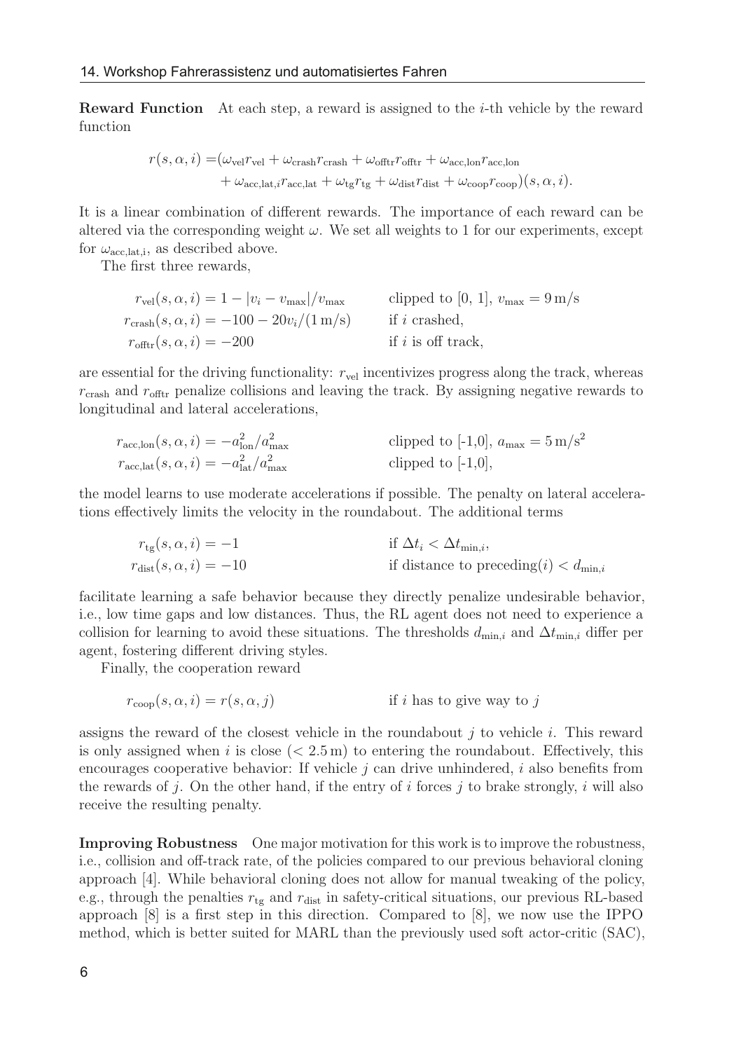**Reward Function** At each step, a reward is assigned to the $i$-th vehicle by the reward function

$$
\begin{aligned}
r(s, \alpha, i) =& (\omega_{\text{vel}} r_{\text{vel}} + \omega_{\text{crash}} r_{\text{crash}} + \omega_{\text{offtr}} r_{\text{offtr}} + \omega_{\text{acc,lon}} r_{\text{acc,lon}} \\
&+ \omega_{\text{acc,lat},i} r_{\text{acc,lat}} + \omega_{\text{tg}} r_{\text{tg}} + \omega_{\text{dist}} r_{\text{dist}} + \omega_{\text{coop}} r_{\text{coop}})(s, \alpha, i).
\end{aligned}
$$

It is a linear combination of different rewards. The importance of each reward can be altered via the corresponding weight $\omega$. We set all weights to 1 for our experiments, except for $\omega_{\text{acc,lat,i}}$, as described above.

The first three rewards,

$$
\begin{aligned}
r_{\text{vel}}(s, \alpha, i) &= 1 - |v_i - v_{\max}|/v_{\max} && \text{clipped to } [0, 1],\ v_{\max} = 9\,\text{m/s} \\
r_{\text{crash}}(s, \alpha, i) &= -100 - 20 v_i/(1\,\text{m/s}) && \text{if } i \text{ crashed,} \\
r_{\text{offtr}}(s, \alpha, i) &= -200 && \text{if } i \text{ is off track,}
\end{aligned}
$$

are essential for the driving functionality: $r_{\text{vel}}$ incentivizes progress along the track, whereas $r_{\text{crash}}$ and $r_{\text{offtr}}$ penalize collisions and leaving the track. By assigning negative rewards to longitudinal and lateral accelerations,

$$
\begin{aligned}
r_{\text{acc,lon}}(s, \alpha, i) &= -a_{\text{lon}}^2/a_{\max}^2 && \text{clipped to [-1,0]},\ a_{\max} = 5\,\text{m/s}^2 \\
r_{\text{acc,lat}}(s, \alpha, i) &= -a_{\text{lat}}^2/a_{\max}^2 && \text{clipped to [-1,0]},
\end{aligned}
$$

the model learns to use moderate accelerations if possible. The penalty on lateral accelerations effectively limits the velocity in the roundabout. The additional terms

$$
\begin{aligned}
r_{\text{tg}}(s, \alpha, i) &= -1 && \text{if } \Delta t_i < \Delta t_{\min,i}, \\
r_{\text{dist}}(s, \alpha, i) &= -10 && \text{if distance to preceding}(i) < d_{\min,i}
\end{aligned}
$$

facilitate learning a safe behavior because they directly penalize undesirable behavior, i.e., low time gaps and low distances. Thus, the RL agent does not need to experience a collision for learning to avoid these situations. The thresholds $d_{\min,i}$ and $\Delta t_{\min,i}$ differ per agent, fostering different driving styles.

Finally, the cooperation reward

$$
r_{\text{coop}}(s, \alpha, i) = r(s, \alpha, j) \qquad \text{if } i \text{ has to give way to } j
$$

assigns the reward of the closest vehicle in the roundabout $j$ to vehicle $i$. This reward is only assigned when $i$ is close ($< 2.5\,\text{m}$) to entering the roundabout. Effectively, this encourages cooperative behavior: If vehicle $j$ can drive unhindered, $i$ also benefits from the rewards of $j$. On the other hand, if the entry of $i$ forces $j$ to brake strongly, $i$ will also receive the resulting penalty.

**Improving Robustness** One major motivation for this work is to improve the robustness, i.e., collision and off-track rate, of the policies compared to our previous behavioral cloning approach [4]. While behavioral cloning does not allow for manual tweaking of the policy, e.g., through the penalties $r_{\text{tg}}$ and $r_{\text{dist}}$ in safety-critical situations, our previous RL-based approach [8] is a first step in this direction. Compared to [8], we now use the IPPO method, which is better suited for MARL than the previously used soft actor-critic (SAC),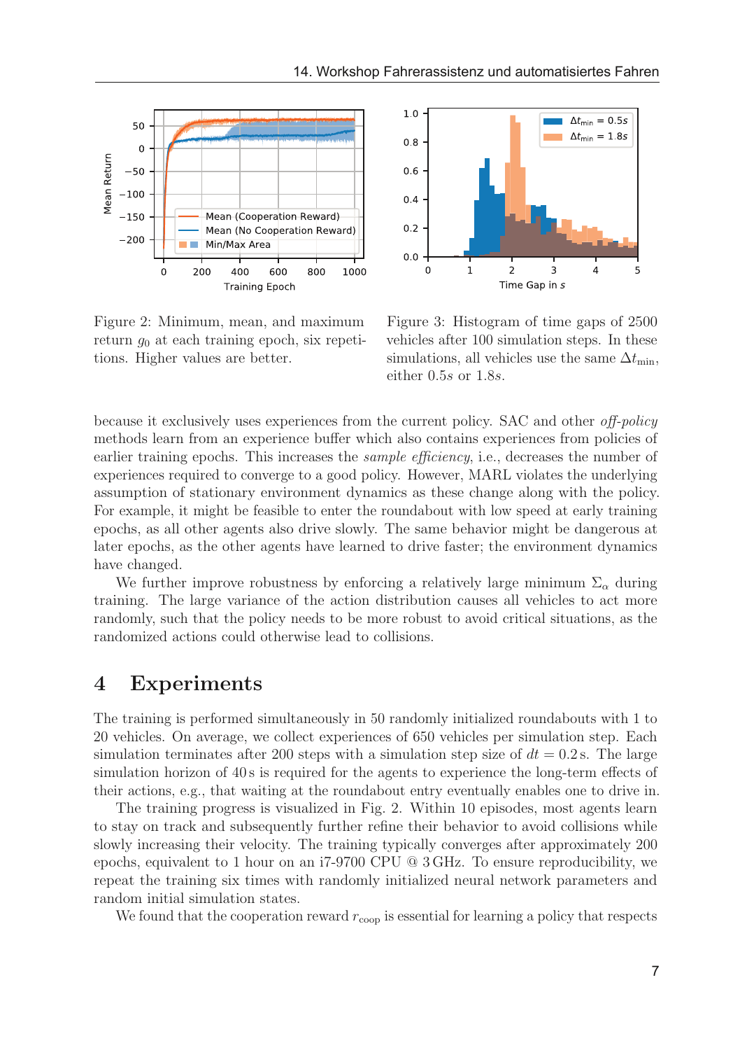Figure 2: Minimum, mean, and maximum return $g_0$ at each training epoch, six repetitions. Higher values are better.

Figure 3: Histogram of time gaps of 2500 vehicles after 100 simulation steps. In these simulations, all vehicles use the same $\Delta t_{\text{min}}$, either $0.5s$ or $1.8s$.

because it exclusively uses experiences from the current policy. SAC and other *off-policy* methods learn from an experience buffer which also contains experiences from policies of earlier training epochs. This increases the *sample efficiency*, i.e., decreases the number of experiences required to converge to a good policy. However, MARL violates the underlying assumption of stationary environment dynamics as these change along with the policy. For example, it might be feasible to enter the roundabout with low speed at early training epochs, as all other agents also drive slowly. The same behavior might be dangerous at later epochs, as the other agents have learned to drive faster; the environment dynamics have changed.

We further improve robustness by enforcing a relatively large minimum $\Sigma_\alpha$ during training. The large variance of the action distribution causes all vehicles to act more randomly, such that the policy needs to be more robust to avoid critical situations, as the randomized actions could otherwise lead to collisions.

## 4 Experiments

The training is performed simultaneously in 50 randomly initialized roundabouts with 1 to 20 vehicles. On average, we collect experiences of 650 vehicles per simulation step. Each simulation terminates after 200 steps with a simulation step size of $dt = 0.2\,\text{s}$. The large simulation horizon of 40 s is required for the agents to experience the long-term effects of their actions, e.g., that waiting at the roundabout entry eventually enables one to drive in.

The training progress is visualized in Fig. 2. Within 10 episodes, most agents learn to stay on track and subsequently further refine their behavior to avoid collisions while slowly increasing their velocity. The training typically converges after approximately 200 epochs, equivalent to 1 hour on an i7-9700 CPU @ 3 GHz. To ensure reproducibility, we repeat the training six times with randomly initialized neural network parameters and random initial simulation states.

We found that the cooperation reward $r_{\text{coop}}$ is essential for learning a policy that respects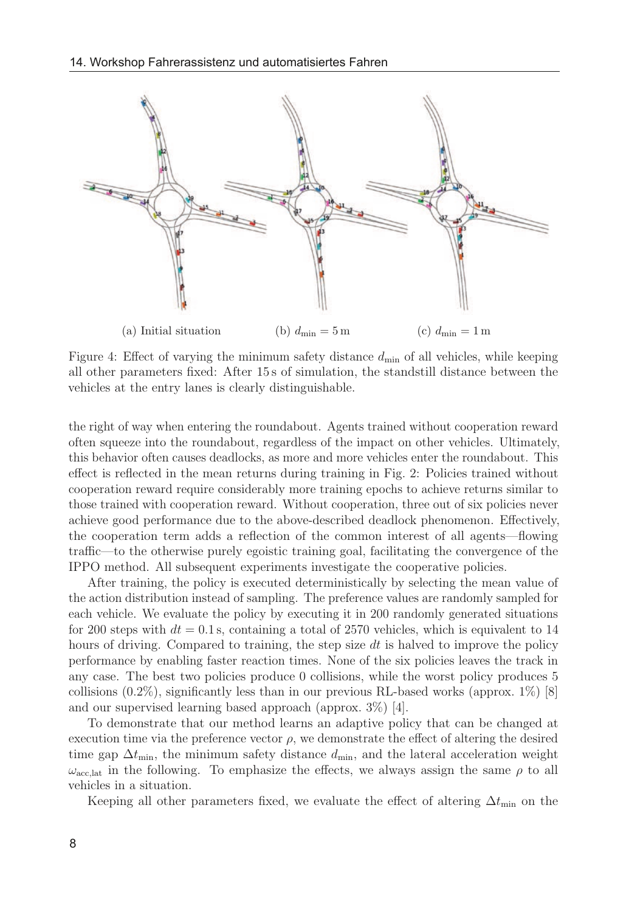(a) Initial situation (b) $d_{\min} = 5\,\mathrm{m}$ (c) $d_{\min} = 1\,\mathrm{m}$

Figure 4: Effect of varying the minimum safety distance $d_{\min}$ of all vehicles, while keeping all other parameters fixed: After 15 s of simulation, the standstill distance between the vehicles at the entry lanes is clearly distinguishable.

the right of way when entering the roundabout. Agents trained without cooperation reward often squeeze into the roundabout, regardless of the impact on other vehicles. Ultimately, this behavior often causes deadlocks, as more and more vehicles enter the roundabout. This effect is reflected in the mean returns during training in Fig. 2: Policies trained without cooperation reward require considerably more training epochs to achieve returns similar to those trained with cooperation reward. Without cooperation, three out of six policies never achieve good performance due to the above-described deadlock phenomenon. Effectively, the cooperation term adds a reflection of the common interest of all agents—flowing traffic—to the otherwise purely egoistic training goal, facilitating the convergence of the IPPO method. All subsequent experiments investigate the cooperative policies.

After training, the policy is executed deterministically by selecting the mean value of the action distribution instead of sampling. The preference values are randomly sampled for each vehicle. We evaluate the policy by executing it in 200 randomly generated situations for 200 steps with $dt = 0.1\,\mathrm{s}$, containing a total of 2570 vehicles, which is equivalent to 14 hours of driving. Compared to training, the step size $dt$ is halved to improve the policy performance by enabling faster reaction times. None of the six policies leaves the track in any case. The best two policies produce 0 collisions, while the worst policy produces 5 collisions (0.2%), significantly less than in our previous RL-based works (approx. 1%) [8] and our supervised learning based approach (approx. 3%) [4].

To demonstrate that our method learns an adaptive policy that can be changed at execution time via the preference vector $\rho$, we demonstrate the effect of altering the desired time gap $\Delta t_{\min}$, the minimum safety distance $d_{\min}$, and the lateral acceleration weight $\omega_{\mathrm{acc,lat}}$ in the following. To emphasize the effects, we always assign the same $\rho$ to all vehicles in a situation.

Keeping all other parameters fixed, we evaluate the effect of altering $\Delta t_{\min}$ on the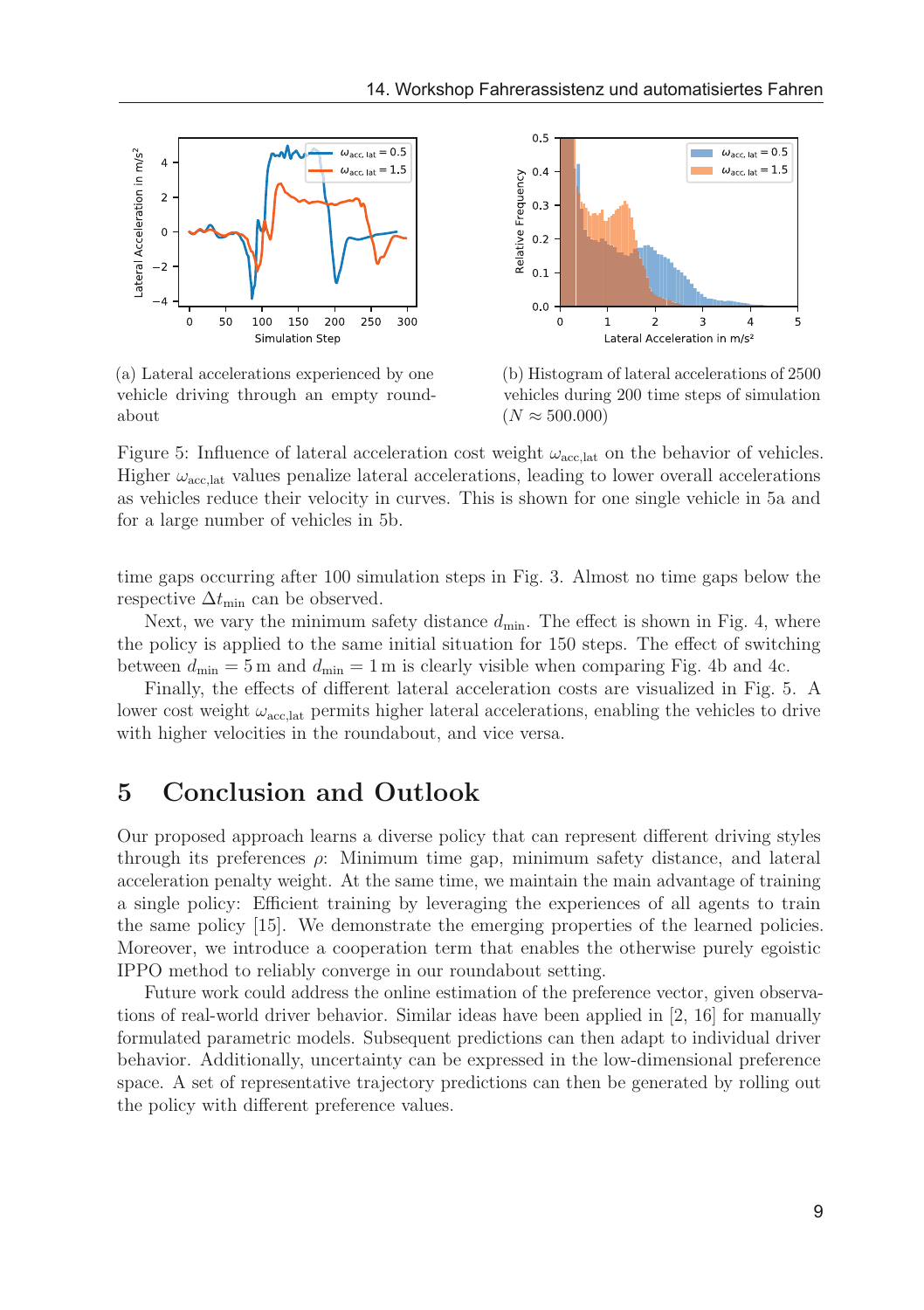(a) Lateral accelerations experienced by one vehicle driving through an empty roundabout

(b) Histogram of lateral accelerations of 2500 vehicles during 200 time steps of simulation ($N \approx 500.000$)

Figure 5: Influence of lateral acceleration cost weight $\omega_{\mathrm{acc,lat}}$ on the behavior of vehicles. Higher $\omega_{\mathrm{acc,lat}}$ values penalize lateral accelerations, leading to lower overall accelerations as vehicles reduce their velocity in curves. This is shown for one single vehicle in 5a and for a large number of vehicles in 5b.

time gaps occurring after 100 simulation steps in Fig. 3. Almost no time gaps below the respective $\Delta t_{\mathrm{min}}$ can be observed.

Next, we vary the minimum safety distance $d_{\mathrm{min}}$. The effect is shown in Fig. 4, where the policy is applied to the same initial situation for 150 steps. The effect of switching between $d_{\mathrm{min}} = 5\,\mathrm{m}$ and $d_{\mathrm{min}} = 1\,\mathrm{m}$ is clearly visible when comparing Fig. 4b and 4c.

Finally, the effects of different lateral acceleration costs are visualized in Fig. 5. A lower cost weight $\omega_{\mathrm{acc,lat}}$ permits higher lateral accelerations, enabling the vehicles to drive with higher velocities in the roundabout, and vice versa.

## 5 Conclusion and Outlook

Our proposed approach learns a diverse policy that can represent different driving styles through its preferences $\rho$: Minimum time gap, minimum safety distance, and lateral acceleration penalty weight. At the same time, we maintain the main advantage of training a single policy: Efficient training by leveraging the experiences of all agents to train the same policy [15]. We demonstrate the emerging properties of the learned policies. Moreover, we introduce a cooperation term that enables the otherwise purely egoistic IPPO method to reliably converge in our roundabout setting.

Future work could address the online estimation of the preference vector, given observations of real-world driver behavior. Similar ideas have been applied in [2, 16] for manually formulated parametric models. Subsequent predictions can then adapt to individual driver behavior. Additionally, uncertainty can be expressed in the low-dimensional preference space. A set of representative trajectory predictions can then be generated by rolling out the policy with different preference values.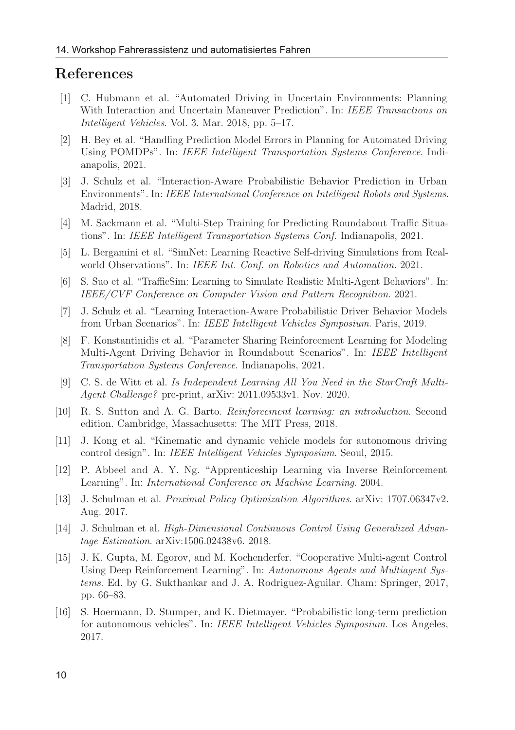## References

[1] C. Hubmann et al. "Automated Driving in Uncertain Environments: Planning With Interaction and Uncertain Maneuver Prediction". In: *IEEE Transactions on Intelligent Vehicles*. Vol. 3. Mar. 2018, pp. 5–17.

[2] H. Bey et al. "Handling Prediction Model Errors in Planning for Automated Driving Using POMDPs". In: *IEEE Intelligent Transportation Systems Conference*. Indianapolis, 2021.

[3] J. Schulz et al. "Interaction-Aware Probabilistic Behavior Prediction in Urban Environments". In: *IEEE International Conference on Intelligent Robots and Systems*. Madrid, 2018.

[4] M. Sackmann et al. "Multi-Step Training for Predicting Roundabout Traffic Situations". In: *IEEE Intelligent Transportation Systems Conf.* Indianapolis, 2021.

[5] L. Bergamini et al. "SimNet: Learning Reactive Self-driving Simulations from Real-world Observations". In: *IEEE Int. Conf. on Robotics and Automation*. 2021.

[6] S. Suo et al. "TrafficSim: Learning to Simulate Realistic Multi-Agent Behaviors". In: *IEEE/CVF Conference on Computer Vision and Pattern Recognition*. 2021.

[7] J. Schulz et al. "Learning Interaction-Aware Probabilistic Driver Behavior Models from Urban Scenarios". In: *IEEE Intelligent Vehicles Symposium*. Paris, 2019.

[8] F. Konstantinidis et al. "Parameter Sharing Reinforcement Learning for Modeling Multi-Agent Driving Behavior in Roundabout Scenarios". In: *IEEE Intelligent Transportation Systems Conference*. Indianapolis, 2021.

[9] C. S. de Witt et al. *Is Independent Learning All You Need in the StarCraft Multi-Agent Challenge?* pre-print, arXiv: 2011.09533v1. Nov. 2020.

[10] R. S. Sutton and A. G. Barto. *Reinforcement learning: an introduction*. Second edition. Cambridge, Massachusetts: The MIT Press, 2018.

[11] J. Kong et al. "Kinematic and dynamic vehicle models for autonomous driving control design". In: *IEEE Intelligent Vehicles Symposium*. Seoul, 2015.

[12] P. Abbeel and A. Y. Ng. "Apprenticeship Learning via Inverse Reinforcement Learning". In: *International Conference on Machine Learning*. 2004.

[13] J. Schulman et al. *Proximal Policy Optimization Algorithms*. arXiv: 1707.06347v2. Aug. 2017.

[14] J. Schulman et al. *High-Dimensional Continuous Control Using Generalized Advantage Estimation*. arXiv:1506.02438v6. 2018.

[15] J. K. Gupta, M. Egorov, and M. Kochenderfer. "Cooperative Multi-agent Control Using Deep Reinforcement Learning". In: *Autonomous Agents and Multiagent Systems*. Ed. by G. Sukthankar and J. A. Rodriguez-Aguilar. Cham: Springer, 2017, pp. 66–83.

[16] S. Hoermann, D. Stumper, and K. Dietmayer. "Probabilistic long-term prediction for autonomous vehicles". In: *IEEE Intelligent Vehicles Symposium*. Los Angeles, 2017.